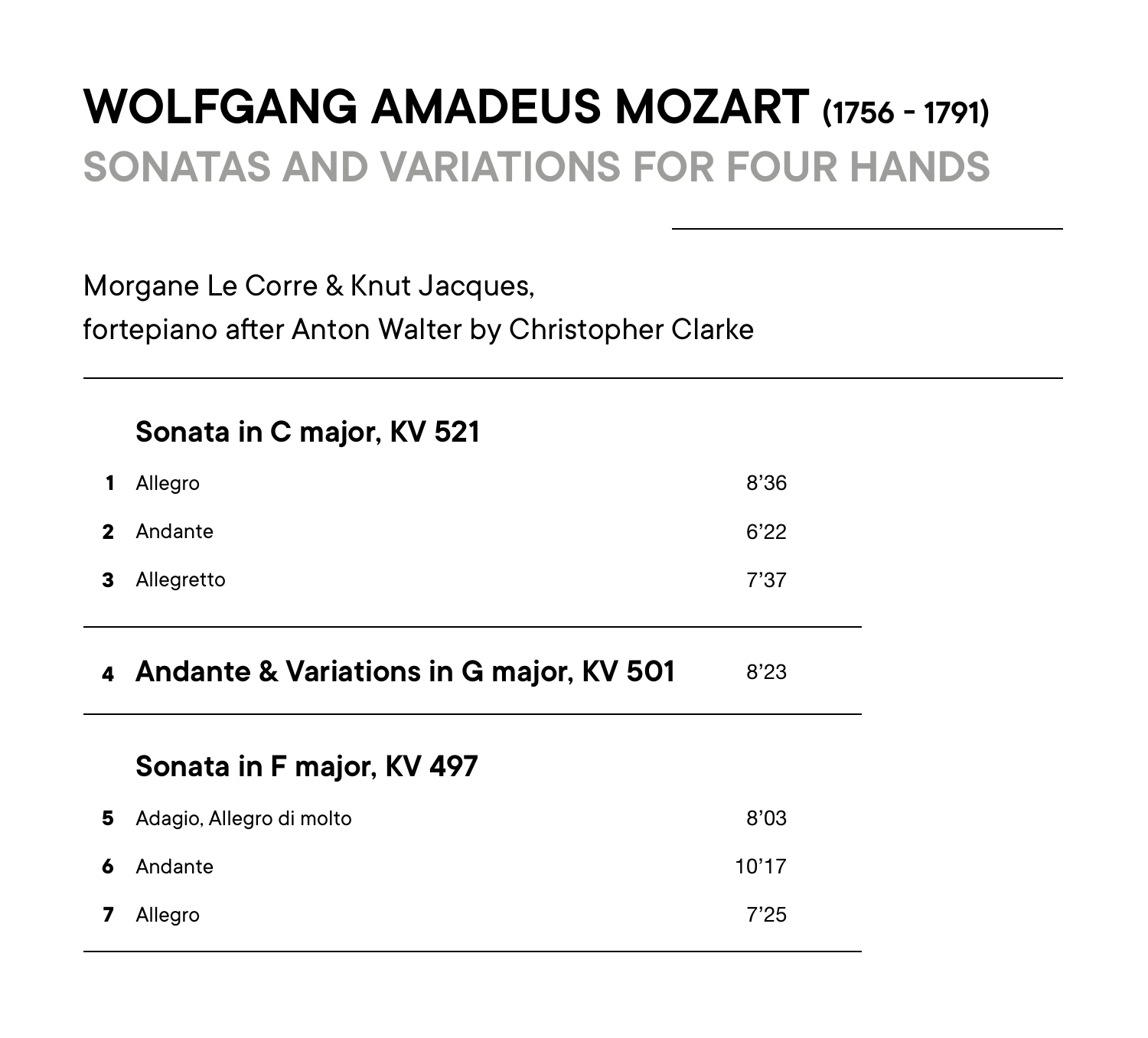# WOLFGANG AMADEUS MOZART (1756 - 1791)

## SONATAS AND VARIATIONS FOR FOUR HANDS

Morgane Le Corre & Knut Jacques,
fortepiano after Anton Walter by Christopher Clarke

### Sonata in C major, KV 521

| | | |
|---|---|---|
| **1** | Allegro | 8’36 |
| **2** | Andante | 6’22 |
| **3** | Allegretto | 7’37 |

| | | |
|---|---|---|
| **4** | **Andante & Variations in G major, KV 501** | 8’23 |

### Sonata in F major, KV 497

| | | |
|---|---|---|
| **5** | Adagio, Allegro di molto | 8’03 |
| **6** | Andante | 10’17 |
| **7** | Allegro | 7’25 |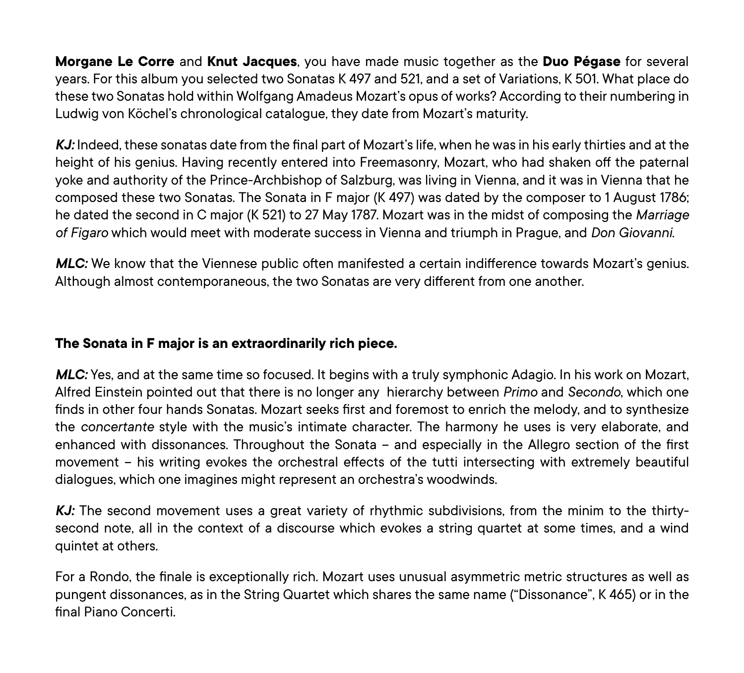**Morgane Le Corre** and **Knut Jacques**, you have made music together as the **Duo Pégase** for several years. For this album you selected two Sonatas K 497 and 521, and a set of Variations, K 501. What place do these two Sonatas hold within Wolfgang Amadeus Mozart's opus of works? According to their numbering in Ludwig von Köchel's chronological catalogue, they date from Mozart's maturity.

***KJ:*** Indeed, these sonatas date from the final part of Mozart's life, when he was in his early thirties and at the height of his genius. Having recently entered into Freemasonry, Mozart, who had shaken off the paternal yoke and authority of the Prince-Archbishop of Salzburg, was living in Vienna, and it was in Vienna that he composed these two Sonatas. The Sonata in F major (K 497) was dated by the composer to 1 August 1786; he dated the second in C major (K 521) to 27 May 1787. Mozart was in the midst of composing the *Marriage of Figaro* which would meet with moderate success in Vienna and triumph in Prague, and *Don Giovanni*.

***MLC:*** We know that the Viennese public often manifested a certain indifference towards Mozart's genius. Although almost contemporaneous, the two Sonatas are very different from one another.

**The Sonata in F major is an extraordinarily rich piece.**

***MLC:*** Yes, and at the same time so focused. It begins with a truly symphonic Adagio. In his work on Mozart, Alfred Einstein pointed out that there is no longer any hierarchy between *Primo* and *Secondo*, which one finds in other four hands Sonatas. Mozart seeks first and foremost to enrich the melody, and to synthesize the *concertante* style with the music's intimate character. The harmony he uses is very elaborate, and enhanced with dissonances. Throughout the Sonata – and especially in the Allegro section of the first movement – his writing evokes the orchestral effects of the tutti intersecting with extremely beautiful dialogues, which one imagines might represent an orchestra's woodwinds.

***KJ:*** The second movement uses a great variety of rhythmic subdivisions, from the minim to the thirty-second note, all in the context of a discourse which evokes a string quartet at some times, and a wind quintet at others.

For a Rondo, the finale is exceptionally rich. Mozart uses unusual asymmetric metric structures as well as pungent dissonances, as in the String Quartet which shares the same name ("Dissonance", K 465) or in the final Piano Concerti.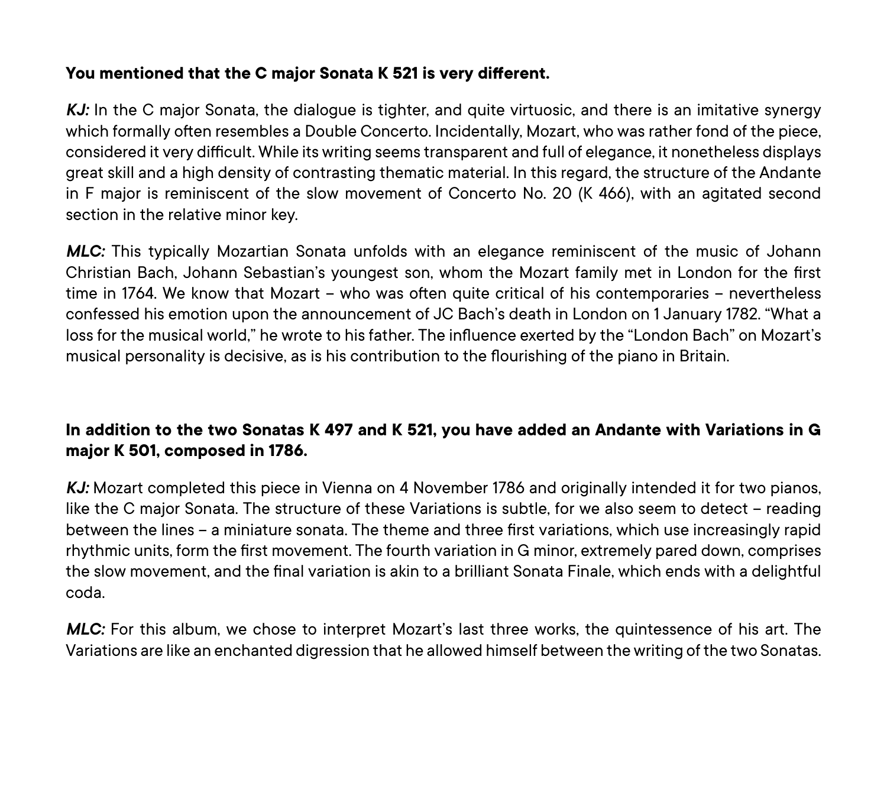**You mentioned that the C major Sonata K 521 is very different.**

***KJ:*** In the C major Sonata, the dialogue is tighter, and quite virtuosic, and there is an imitative synergy which formally often resembles a Double Concerto. Incidentally, Mozart, who was rather fond of the piece, considered it very difficult. While its writing seems transparent and full of elegance, it nonetheless displays great skill and a high density of contrasting thematic material. In this regard, the structure of the Andante in F major is reminiscent of the slow movement of Concerto No. 20 (K 466), with an agitated second section in the relative minor key.

***MLC:*** This typically Mozartian Sonata unfolds with an elegance reminiscent of the music of Johann Christian Bach, Johann Sebastian's youngest son, whom the Mozart family met in London for the first time in 1764. We know that Mozart – who was often quite critical of his contemporaries – nevertheless confessed his emotion upon the announcement of JC Bach's death in London on 1 January 1782. "What a loss for the musical world," he wrote to his father. The influence exerted by the "London Bach" on Mozart's musical personality is decisive, as is his contribution to the flourishing of the piano in Britain.

**In addition to the two Sonatas K 497 and K 521, you have added an Andante with Variations in G major K 501, composed in 1786.**

***KJ:*** Mozart completed this piece in Vienna on 4 November 1786 and originally intended it for two pianos, like the C major Sonata. The structure of these Variations is subtle, for we also seem to detect – reading between the lines – a miniature sonata. The theme and three first variations, which use increasingly rapid rhythmic units, form the first movement. The fourth variation in G minor, extremely pared down, comprises the slow movement, and the final variation is akin to a brilliant Sonata Finale, which ends with a delightful coda.

***MLC:*** For this album, we chose to interpret Mozart's last three works, the quintessence of his art. The Variations are like an enchanted digression that he allowed himself between the writing of the two Sonatas.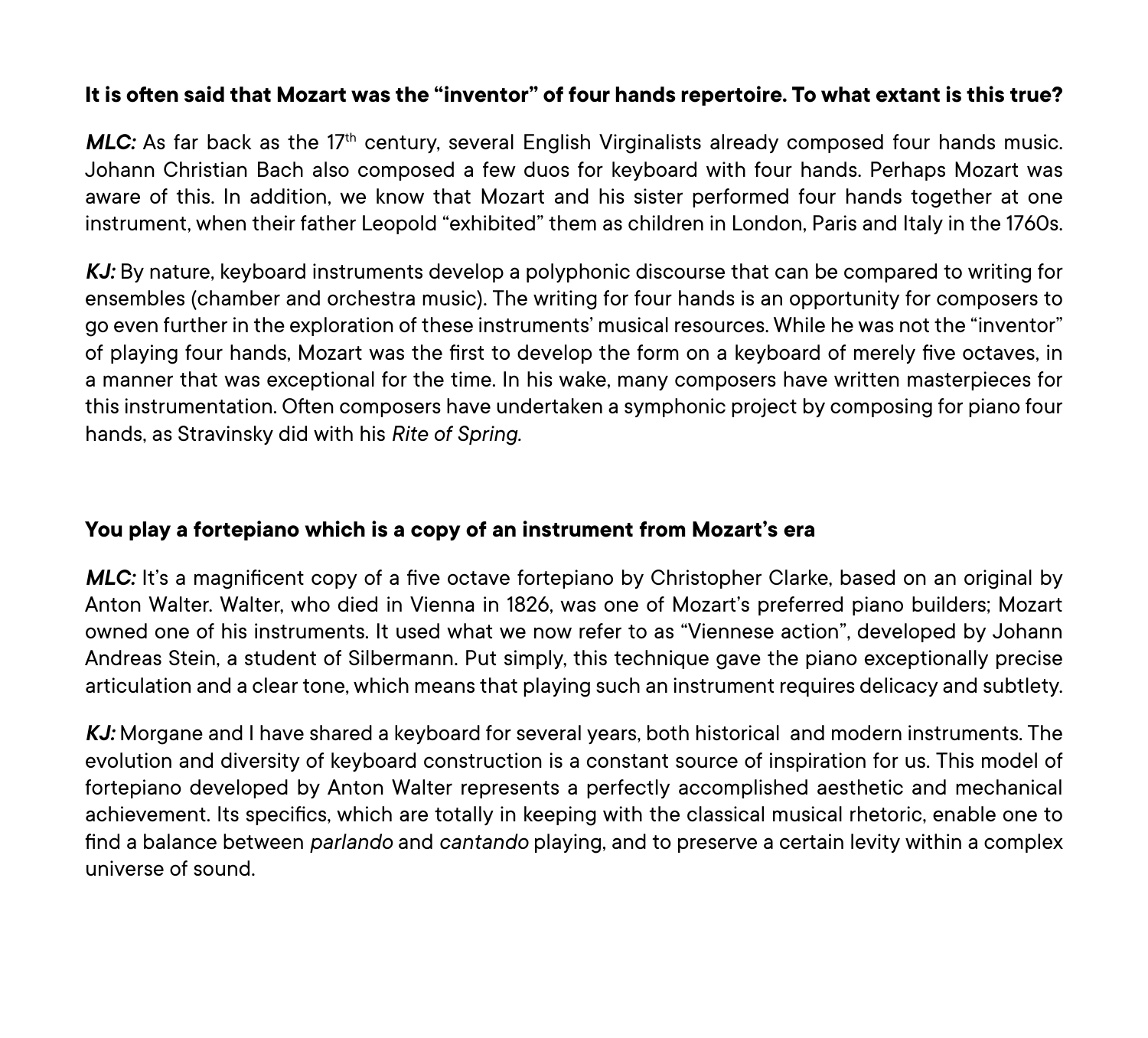**It is often said that Mozart was the "inventor" of four hands repertoire. To what extant is this true?**

***MLC:*** As far back as the 17th century, several English Virginalists already composed four hands music. Johann Christian Bach also composed a few duos for keyboard with four hands. Perhaps Mozart was aware of this. In addition, we know that Mozart and his sister performed four hands together at one instrument, when their father Leopold "exhibited" them as children in London, Paris and Italy in the 1760s.

***KJ:*** By nature, keyboard instruments develop a polyphonic discourse that can be compared to writing for ensembles (chamber and orchestra music). The writing for four hands is an opportunity for composers to go even further in the exploration of these instruments' musical resources. While he was not the "inventor" of playing four hands, Mozart was the first to develop the form on a keyboard of merely five octaves, in a manner that was exceptional for the time. In his wake, many composers have written masterpieces for this instrumentation. Often composers have undertaken a symphonic project by composing for piano four hands, as Stravinsky did with his *Rite of Spring.*

**You play a fortepiano which is a copy of an instrument from Mozart's era**

***MLC:*** It's a magnificent copy of a five octave fortepiano by Christopher Clarke, based on an original by Anton Walter. Walter, who died in Vienna in 1826, was one of Mozart's preferred piano builders; Mozart owned one of his instruments. It used what we now refer to as "Viennese action", developed by Johann Andreas Stein, a student of Silbermann. Put simply, this technique gave the piano exceptionally precise articulation and a clear tone, which means that playing such an instrument requires delicacy and subtlety.

***KJ:*** Morgane and I have shared a keyboard for several years, both historical and modern instruments. The evolution and diversity of keyboard construction is a constant source of inspiration for us. This model of fortepiano developed by Anton Walter represents a perfectly accomplished aesthetic and mechanical achievement. Its specifics, which are totally in keeping with the classical musical rhetoric, enable one to find a balance between *parlando* and *cantando* playing, and to preserve a certain levity within a complex universe of sound.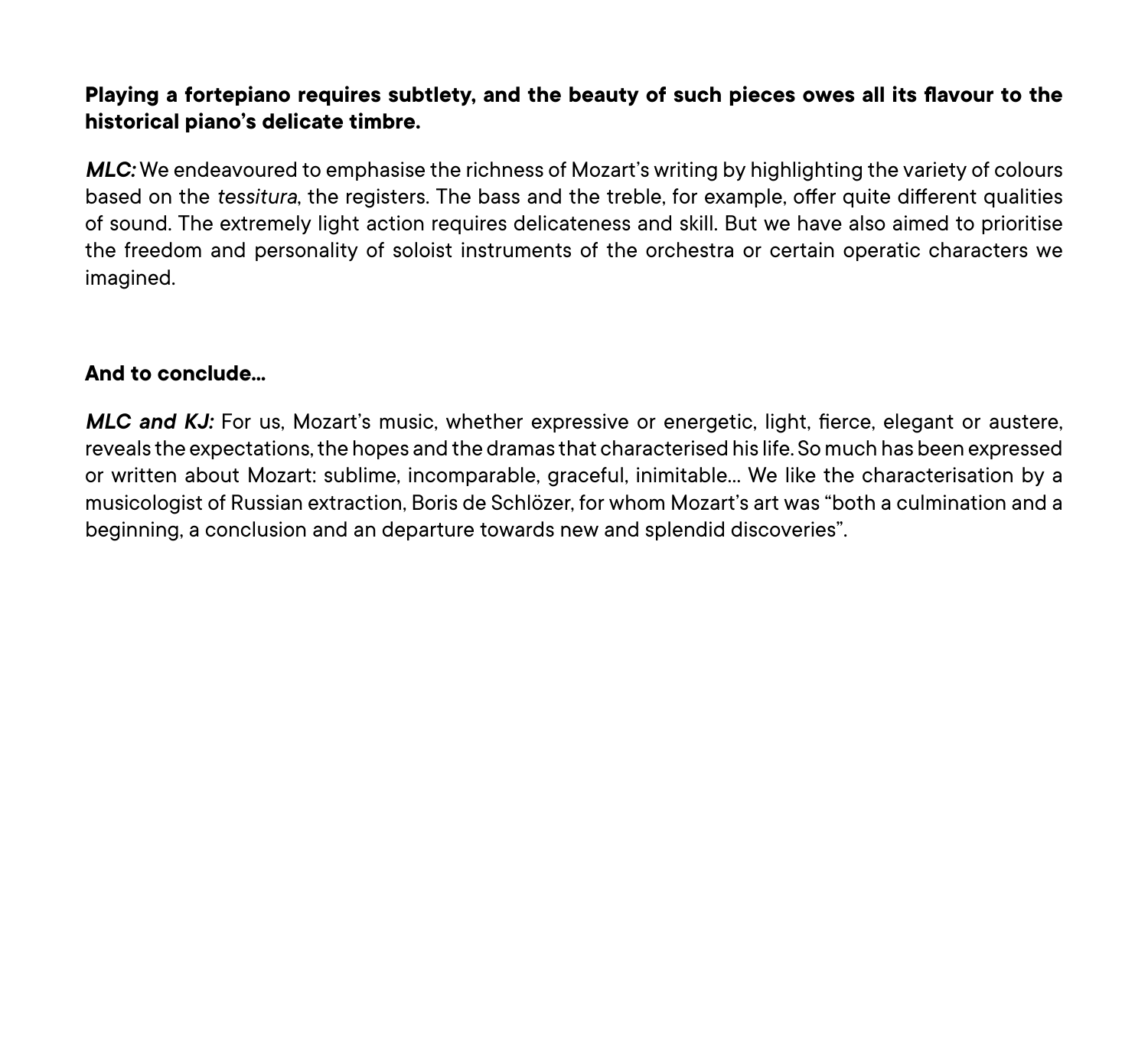**Playing a fortepiano requires subtlety, and the beauty of such pieces owes all its flavour to the historical piano's delicate timbre.**

***MLC:*** We endeavoured to emphasise the richness of Mozart's writing by highlighting the variety of colours based on the *tessitura*, the registers. The bass and the treble, for example, offer quite different qualities of sound. The extremely light action requires delicateness and skill. But we have also aimed to prioritise the freedom and personality of soloist instruments of the orchestra or certain operatic characters we imagined.

**And to conclude...**

***MLC and KJ:*** For us, Mozart's music, whether expressive or energetic, light, fierce, elegant or austere, reveals the expectations, the hopes and the dramas that characterised his life. So much has been expressed or written about Mozart: sublime, incomparable, graceful, inimitable... We like the characterisation by a musicologist of Russian extraction, Boris de Schlözer, for whom Mozart's art was "both a culmination and a beginning, a conclusion and an departure towards new and splendid discoveries".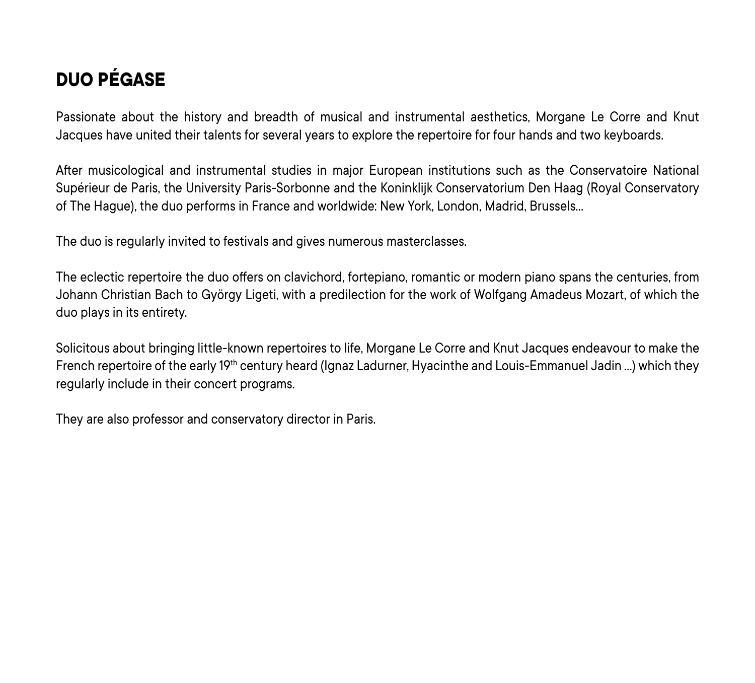# DUO PÉGASE

Passionate about the history and breadth of musical and instrumental aesthetics, Morgane Le Corre and Knut Jacques have united their talents for several years to explore the repertoire for four hands and two keyboards.

After musicological and instrumental studies in major European institutions such as the Conservatoire National Supérieur de Paris, the University Paris-Sorbonne and the Koninklijk Conservatorium Den Haag (Royal Conservatory of The Hague), the duo performs in France and worldwide: New York, London, Madrid, Brussels...

The duo is regularly invited to festivals and gives numerous masterclasses.

The eclectic repertoire the duo offers on clavichord, fortepiano, romantic or modern piano spans the centuries, from Johann Christian Bach to György Ligeti, with a predilection for the work of Wolfgang Amadeus Mozart, of which the duo plays in its entirety.

Solicitous about bringing little-known repertoires to life, Morgane Le Corre and Knut Jacques endeavour to make the French repertoire of the early 19th century heard (Ignaz Ladurner, Hyacinthe and Louis-Emmanuel Jadin ...) which they regularly include in their concert programs.

They are also professor and conservatory director in Paris.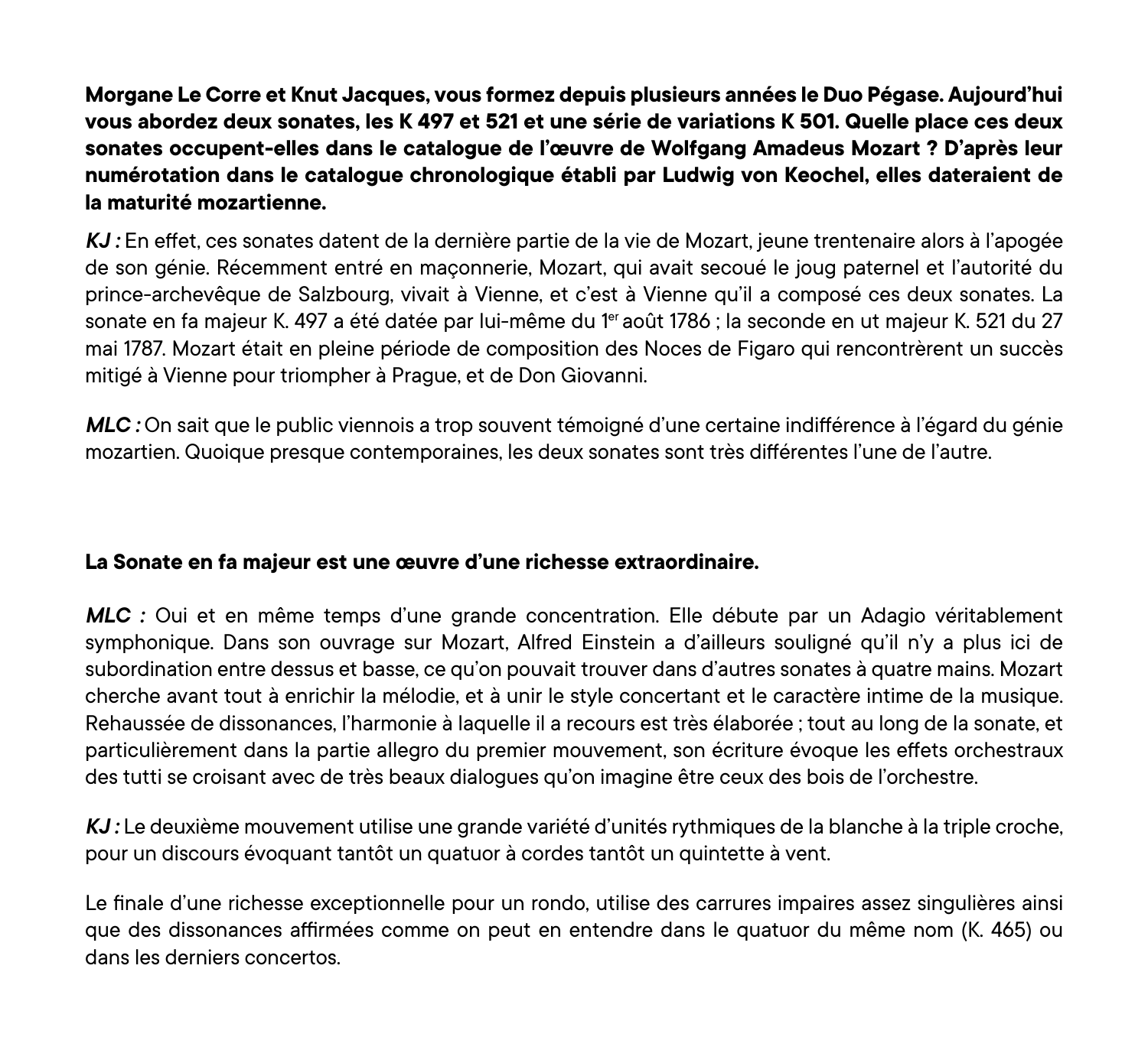**Morgane Le Corre et Knut Jacques, vous formez depuis plusieurs années le Duo Pégase. Aujourd'hui vous abordez deux sonates, les K 497 et 521 et une série de variations K 501. Quelle place ces deux sonates occupent-elles dans le catalogue de l'œuvre de Wolfgang Amadeus Mozart ? D'après leur numérotation dans le catalogue chronologique établi par Ludwig von Keochel, elles dateraient de la maturité mozartienne.**

***KJ :*** En effet, ces sonates datent de la dernière partie de la vie de Mozart, jeune trentenaire alors à l'apogée de son génie. Récemment entré en maçonnerie, Mozart, qui avait secoué le joug paternel et l'autorité du prince-archevêque de Salzbourg, vivait à Vienne, et c'est à Vienne qu'il a composé ces deux sonates. La sonate en fa majeur K. 497 a été datée par lui-même du 1er août 1786 ; la seconde en ut majeur K. 521 du 27 mai 1787. Mozart était en pleine période de composition des Noces de Figaro qui rencontrèrent un succès mitigé à Vienne pour triompher à Prague, et de Don Giovanni.

***MLC :*** On sait que le public viennois a trop souvent témoigné d'une certaine indifférence à l'égard du génie mozartien. Quoique presque contemporaines, les deux sonates sont très différentes l'une de l'autre.

**La Sonate en fa majeur est une œuvre d'une richesse extraordinaire.**

***MLC :*** Oui et en même temps d'une grande concentration. Elle débute par un Adagio véritablement symphonique. Dans son ouvrage sur Mozart, Alfred Einstein a d'ailleurs souligné qu'il n'y a plus ici de subordination entre dessus et basse, ce qu'on pouvait trouver dans d'autres sonates à quatre mains. Mozart cherche avant tout à enrichir la mélodie, et à unir le style concertant et le caractère intime de la musique. Rehaussée de dissonances, l'harmonie à laquelle il a recours est très élaborée ; tout au long de la sonate, et particulièrement dans la partie allegro du premier mouvement, son écriture évoque les effets orchestraux des tutti se croisant avec de très beaux dialogues qu'on imagine être ceux des bois de l'orchestre.

***KJ :*** Le deuxième mouvement utilise une grande variété d'unités rythmiques de la blanche à la triple croche, pour un discours évoquant tantôt un quatuor à cordes tantôt un quintette à vent.

Le finale d'une richesse exceptionnelle pour un rondo, utilise des carrures impaires assez singulières ainsi que des dissonances affirmées comme on peut en entendre dans le quatuor du même nom (K. 465) ou dans les derniers concertos.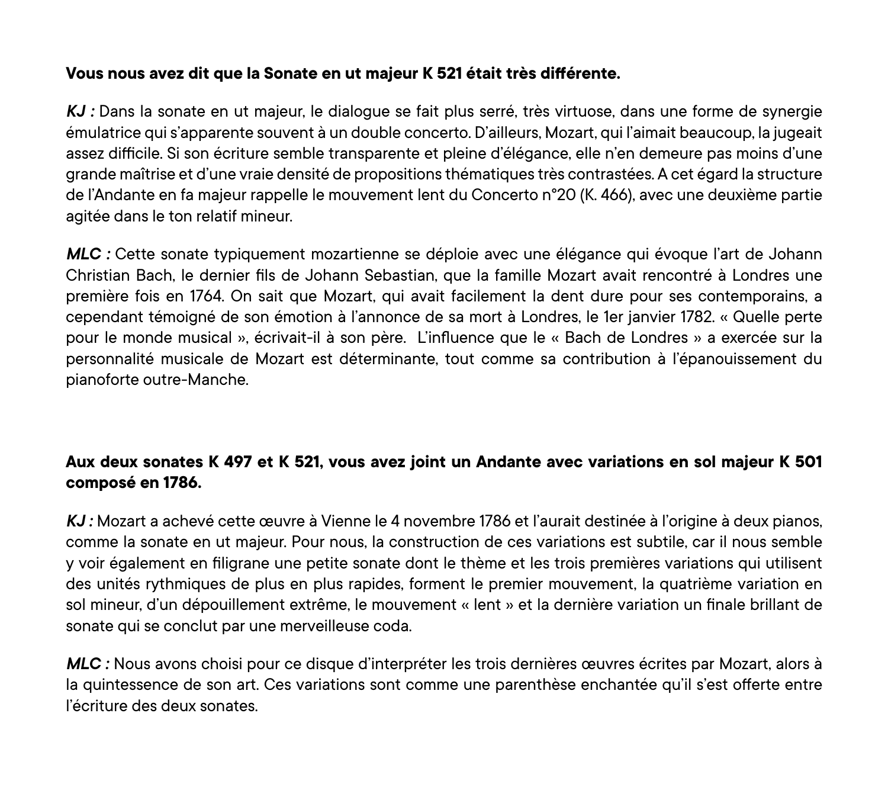**Vous nous avez dit que la Sonate en ut majeur K 521 était très différente.**

***KJ :*** Dans la sonate en ut majeur, le dialogue se fait plus serré, très virtuose, dans une forme de synergie émulatrice qui s'apparente souvent à un double concerto. D'ailleurs, Mozart, qui l'aimait beaucoup, la jugeait assez difficile. Si son écriture semble transparente et pleine d'élégance, elle n'en demeure pas moins d'une grande maîtrise et d'une vraie densité de propositions thématiques très contrastées. A cet égard la structure de l'Andante en fa majeur rappelle le mouvement lent du Concerto n°20 (K. 466), avec une deuxième partie agitée dans le ton relatif mineur.

***MLC :*** Cette sonate typiquement mozartienne se déploie avec une élégance qui évoque l'art de Johann Christian Bach, le dernier fils de Johann Sebastian, que la famille Mozart avait rencontré à Londres une première fois en 1764. On sait que Mozart, qui avait facilement la dent dure pour ses contemporains, a cependant témoigné de son émotion à l'annonce de sa mort à Londres, le 1er janvier 1782. « Quelle perte pour le monde musical », écrivait-il à son père. L'influence que le « Bach de Londres » a exercée sur la personnalité musicale de Mozart est déterminante, tout comme sa contribution à l'épanouissement du pianoforte outre-Manche.

**Aux deux sonates K 497 et K 521, vous avez joint un Andante avec variations en sol majeur K 501 composé en 1786.**

***KJ :*** Mozart a achevé cette œuvre à Vienne le 4 novembre 1786 et l'aurait destinée à l'origine à deux pianos, comme la sonate en ut majeur. Pour nous, la construction de ces variations est subtile, car il nous semble y voir également en filigrane une petite sonate dont le thème et les trois premières variations qui utilisent des unités rythmiques de plus en plus rapides, forment le premier mouvement, la quatrième variation en sol mineur, d'un dépouillement extrême, le mouvement « lent » et la dernière variation un finale brillant de sonate qui se conclut par une merveilleuse coda.

***MLC :*** Nous avons choisi pour ce disque d'interpréter les trois dernières œuvres écrites par Mozart, alors à la quintessence de son art. Ces variations sont comme une parenthèse enchantée qu'il s'est offerte entre l'écriture des deux sonates.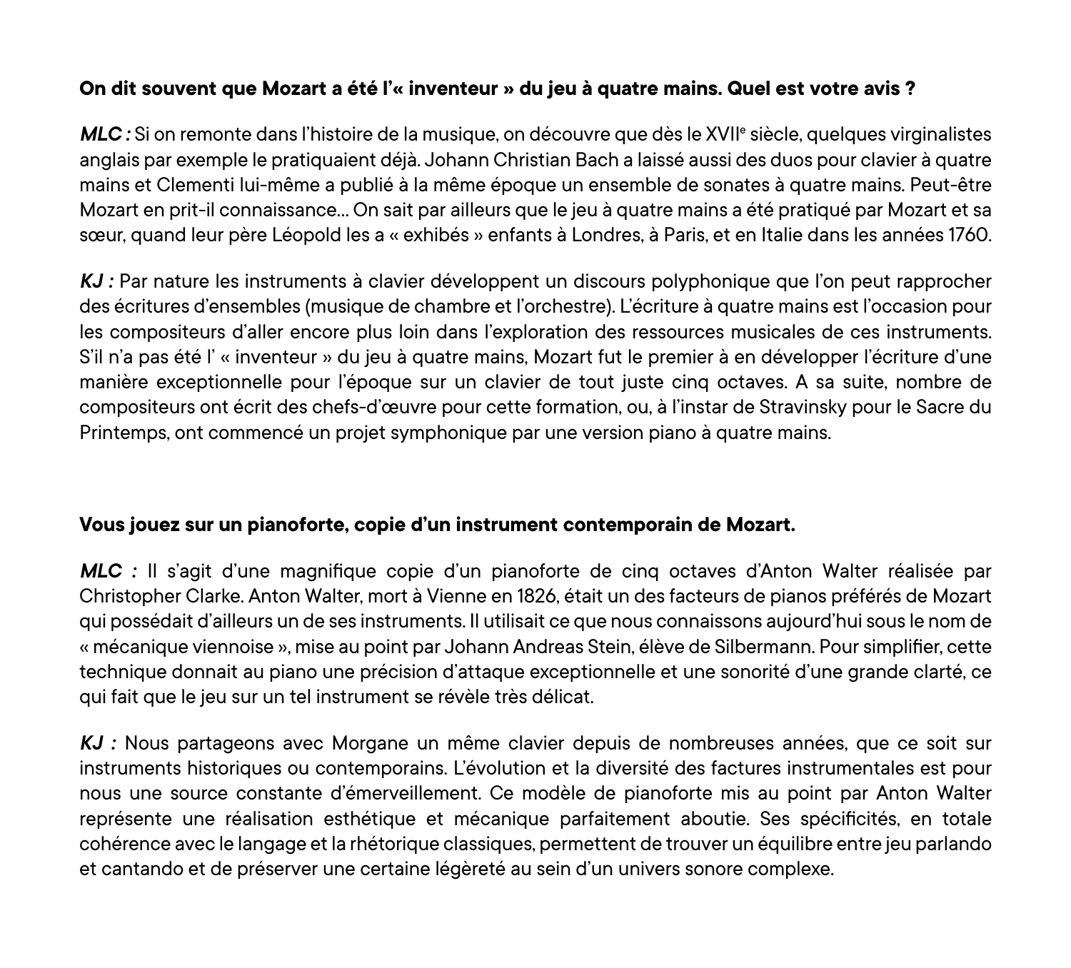**On dit souvent que Mozart a été l'« inventeur » du jeu à quatre mains. Quel est votre avis ?**

***MLC :*** Si on remonte dans l'histoire de la musique, on découvre que dès le XVII$^{e}$ siècle, quelques virginalistes anglais par exemple le pratiquaient déjà. Johann Christian Bach a laissé aussi des duos pour clavier à quatre mains et Clementi lui-même a publié à la même époque un ensemble de sonates à quatre mains. Peut-être Mozart en prit-il connaissance… On sait par ailleurs que le jeu à quatre mains a été pratiqué par Mozart et sa sœur, quand leur père Léopold les a « exhibés » enfants à Londres, à Paris, et en Italie dans les années 1760.

***KJ :*** Par nature les instruments à clavier développent un discours polyphonique que l'on peut rapprocher des écritures d'ensembles (musique de chambre et l'orchestre). L'écriture à quatre mains est l'occasion pour les compositeurs d'aller encore plus loin dans l'exploration des ressources musicales de ces instruments. S'il n'a pas été l' « inventeur » du jeu à quatre mains, Mozart fut le premier à en développer l'écriture d'une manière exceptionnelle pour l'époque sur un clavier de tout juste cinq octaves. A sa suite, nombre de compositeurs ont écrit des chefs-d'œuvre pour cette formation, ou, à l'instar de Stravinsky pour le Sacre du Printemps, ont commencé un projet symphonique par une version piano à quatre mains.

**Vous jouez sur un pianoforte, copie d'un instrument contemporain de Mozart.**

***MLC :*** Il s'agit d'une magnifique copie d'un pianoforte de cinq octaves d'Anton Walter réalisée par Christopher Clarke. Anton Walter, mort à Vienne en 1826, était un des facteurs de pianos préférés de Mozart qui possédait d'ailleurs un de ses instruments. Il utilisait ce que nous connaissons aujourd'hui sous le nom de « mécanique viennoise », mise au point par Johann Andreas Stein, élève de Silbermann. Pour simplifier, cette technique donnait au piano une précision d'attaque exceptionnelle et une sonorité d'une grande clarté, ce qui fait que le jeu sur un tel instrument se révèle très délicat.

***KJ :*** Nous partageons avec Morgane un même clavier depuis de nombreuses années, que ce soit sur instruments historiques ou contemporains. L'évolution et la diversité des factures instrumentales est pour nous une source constante d'émerveillement. Ce modèle de pianoforte mis au point par Anton Walter représente une réalisation esthétique et mécanique parfaitement aboutie. Ses spécificités, en totale cohérence avec le langage et la rhétorique classiques, permettent de trouver un équilibre entre jeu parlando et cantando et de préserver une certaine légèreté au sein d'un univers sonore complexe.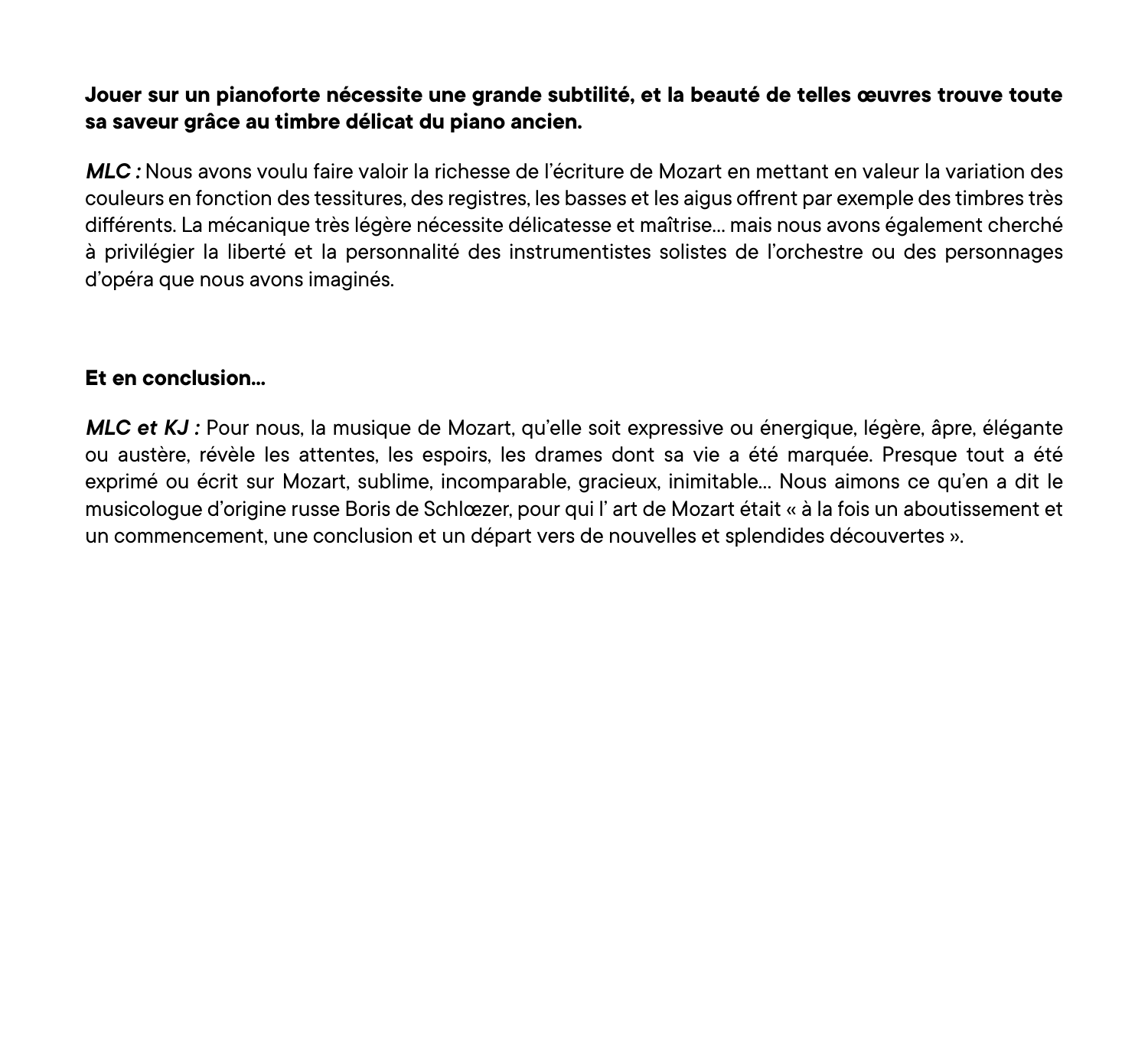**Jouer sur un pianoforte nécessite une grande subtilité, et la beauté de telles œuvres trouve toute sa saveur grâce au timbre délicat du piano ancien.**

***MLC :*** Nous avons voulu faire valoir la richesse de l'écriture de Mozart en mettant en valeur la variation des couleurs en fonction des tessitures, des registres, les basses et les aigus offrent par exemple des timbres très différents. La mécanique très légère nécessite délicatesse et maîtrise… mais nous avons également cherché à privilégier la liberté et la personnalité des instrumentistes solistes de l'orchestre ou des personnages d'opéra que nous avons imaginés.

**Et en conclusion…**

***MLC et KJ :*** Pour nous, la musique de Mozart, qu'elle soit expressive ou énergique, légère, âpre, élégante ou austère, révèle les attentes, les espoirs, les drames dont sa vie a été marquée. Presque tout a été exprimé ou écrit sur Mozart, sublime, incomparable, gracieux, inimitable… Nous aimons ce qu'en a dit le musicologue d'origine russe Boris de Schlœzer, pour qui l' art de Mozart était « à la fois un aboutissement et un commencement, une conclusion et un départ vers de nouvelles et splendides découvertes ».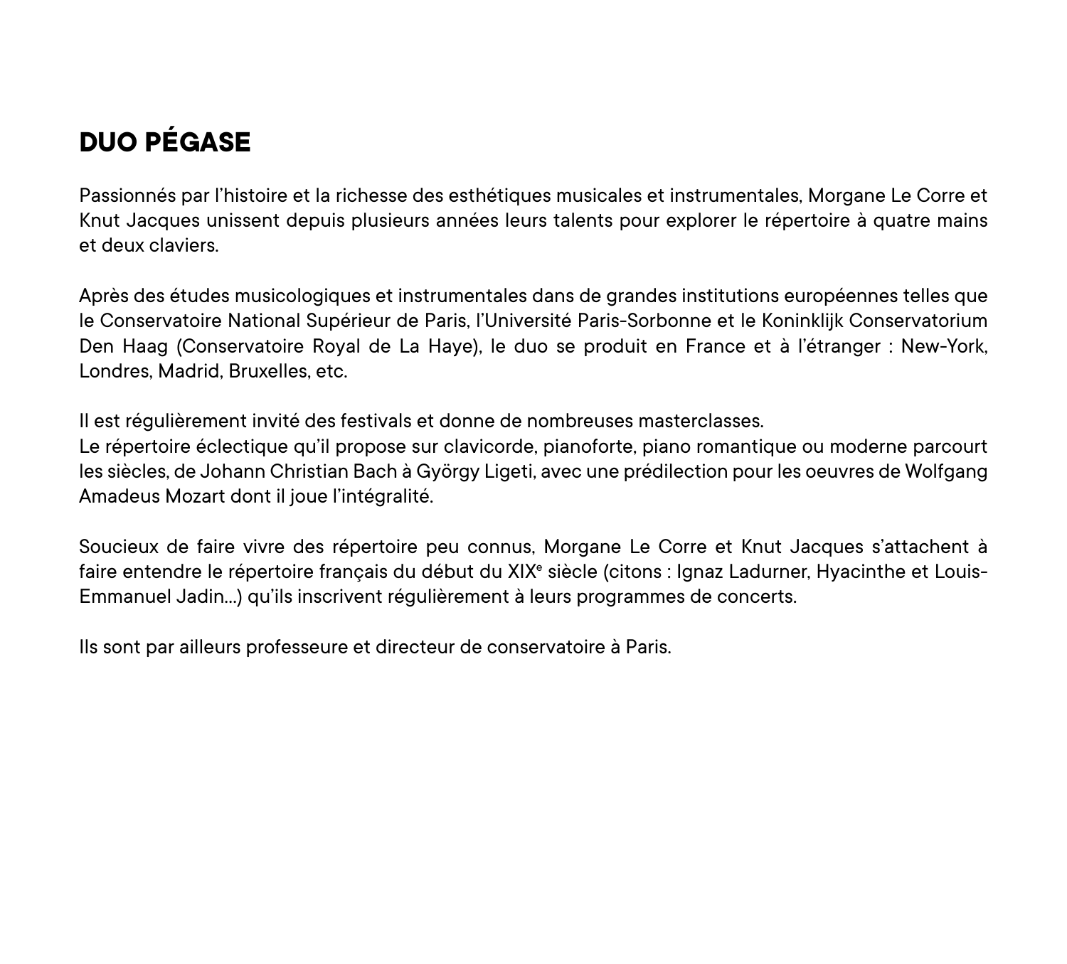## DUO PÉGASE

Passionnés par l'histoire et la richesse des esthétiques musicales et instrumentales, Morgane Le Corre et Knut Jacques unissent depuis plusieurs années leurs talents pour explorer le répertoire à quatre mains et deux claviers.

Après des études musicologiques et instrumentales dans de grandes institutions européennes telles que le Conservatoire National Supérieur de Paris, l'Université Paris-Sorbonne et le Koninklijk Conservatorium Den Haag (Conservatoire Royal de La Haye), le duo se produit en France et à l'étranger : New-York, Londres, Madrid, Bruxelles, etc.

Il est régulièrement invité des festivals et donne de nombreuses masterclasses.
Le répertoire éclectique qu'il propose sur clavicorde, pianoforte, piano romantique ou moderne parcourt les siècles, de Johann Christian Bach à György Ligeti, avec une prédilection pour les oeuvres de Wolfgang Amadeus Mozart dont il joue l'intégralité.

Soucieux de faire vivre des répertoire peu connus, Morgane Le Corre et Knut Jacques s'attachent à faire entendre le répertoire français du début du XIXᵉ siècle (citons : Ignaz Ladurner, Hyacinthe et Louis-Emmanuel Jadin...) qu'ils inscrivent régulièrement à leurs programmes de concerts.

Ils sont par ailleurs professeure et directeur de conservatoire à Paris.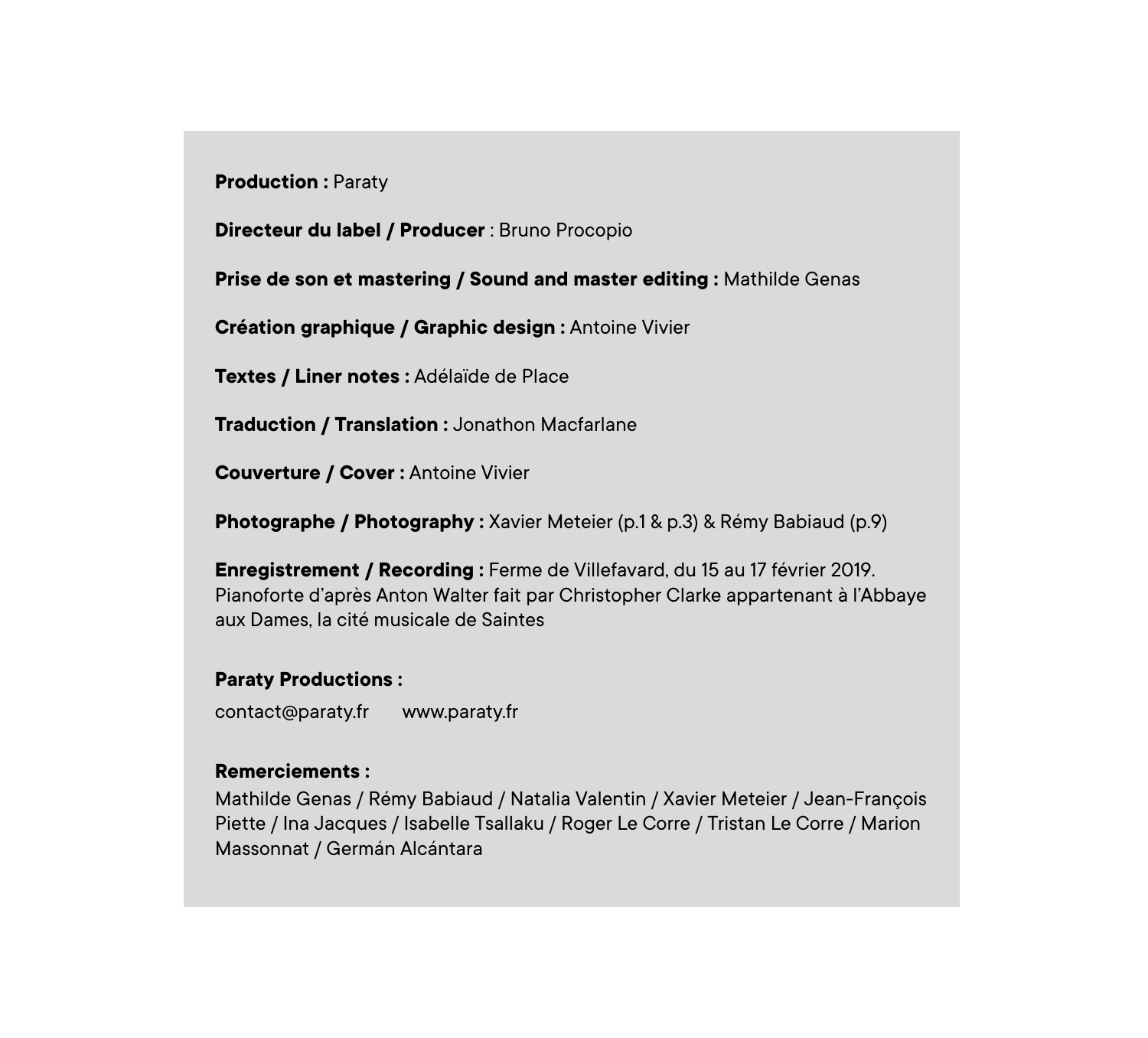**Production :** Paraty

**Directeur du label / Producer** : Bruno Procopio

**Prise de son et mastering / Sound and master editing :** Mathilde Genas

**Création graphique / Graphic design :** Antoine Vivier

**Textes / Liner notes :** Adélaïde de Place

**Traduction / Translation :** Jonathon Macfarlane

**Couverture / Cover :** Antoine Vivier

**Photographe / Photography :** Xavier Meteier (p.1 & p.3) & Rémy Babiaud (p.9)

**Enregistrement / Recording :** Ferme de Villefavard, du 15 au 17 février 2019. Pianoforte d'après Anton Walter fait par Christopher Clarke appartenant à l'Abbaye aux Dames, la cité musicale de Saintes

**Paraty Productions :**

contact@paraty.fr www.paraty.fr

**Remerciements :**
Mathilde Genas / Rémy Babiaud / Natalia Valentin / Xavier Meteier / Jean-François Piette / Ina Jacques / Isabelle Tsallaku / Roger Le Corre / Tristan Le Corre / Marion Massonnat / Germán Alcántara